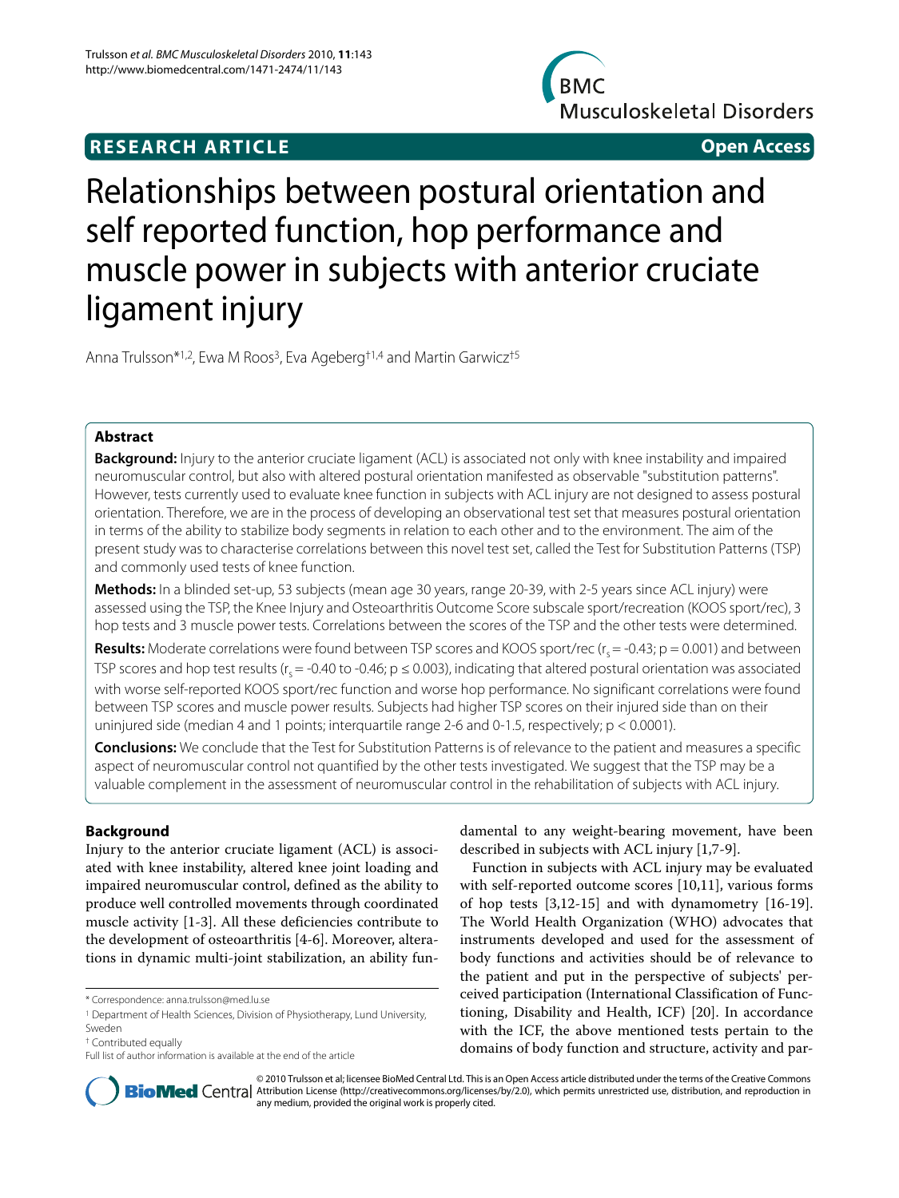**RESEARCH ARTICLE** **Open Access**

# Relationships between postural orientation and self reported function, hop performance and muscle power in subjects with anterior cruciate ligament injury

Anna Trulsson*[1,2], Ewa M Roos[3], Eva Ageberg†[1,4] and Martin Garwicz†[5]

## Abstract

**Background:** Injury to the anterior cruciate ligament (ACL) is associated not only with knee instability and impaired neuromuscular control, but also with altered postural orientation manifested as observable "substitution patterns". However, tests currently used to evaluate knee function in subjects with ACL injury are not designed to assess postural orientation. Therefore, we are in the process of developing an observational test set that measures postural orientation in terms of the ability to stabilize body segments in relation to each other and to the environment. The aim of the present study was to characterise correlations between this novel test set, called the Test for Substitution Patterns (TSP) and commonly used tests of knee function.

**Methods:** In a blinded set-up, 53 subjects (mean age 30 years, range 20-39, with 2-5 years since ACL injury) were assessed using the TSP, the Knee Injury and Osteoarthritis Outcome Score subscale sport/recreation (KOOS sport/rec), 3 hop tests and 3 muscle power tests. Correlations between the scores of the TSP and the other tests were determined.

**Results:** Moderate correlations were found between TSP scores and KOOS sport/rec ($r_s = -0.43$; $p = 0.001$) and between TSP scores and hop test results ($r_s = -0.40$ to $-0.46$; $p \leq 0.003$), indicating that altered postural orientation was associated with worse self-reported KOOS sport/rec function and worse hop performance. No significant correlations were found between TSP scores and muscle power results. Subjects had higher TSP scores on their injured side than on their uninjured side (median 4 and 1 points; interquartile range 2-6 and 0-1.5, respectively; $p < 0.0001$).

**Conclusions:** We conclude that the Test for Substitution Patterns is of relevance to the patient and measures a specific aspect of neuromuscular control not quantified by the other tests investigated. We suggest that the TSP may be a valuable complement in the assessment of neuromuscular control in the rehabilitation of subjects with ACL injury.

## Background

Injury to the anterior cruciate ligament (ACL) is associated with knee instability, altered knee joint loading and impaired neuromuscular control, defined as the ability to produce well controlled movements through coordinated muscle activity [1-3]. All these deficiencies contribute to the development of osteoarthritis [4-6]. Moreover, alterations in dynamic multi-joint stabilization, an ability fundamental to any weight-bearing movement, have been described in subjects with ACL injury [1,7-9].

Function in subjects with ACL injury may be evaluated with self-reported outcome scores [10,11], various forms of hop tests [3,12-15] and with dynamometry [16-19]. The World Health Organization (WHO) advocates that instruments developed and used for the assessment of body functions and activities should be of relevance to the patient and put in the perspective of subjects' perceived participation (International Classification of Functioning, Disability and Health, ICF) [20]. In accordance with the ICF, the above mentioned tests pertain to the domains of body function and structure, activity and par-

\* Correspondence: anna.trulsson@med.lu.se
[1] Department of Health Sciences, Division of Physiotherapy, Lund University, Sweden
† Contributed equally
Full list of author information is available at the end of the article

© 2010 Trulsson et al; licensee BioMed Central Ltd. This is an Open Access article distributed under the terms of the Creative Commons Attribution License (http://creativecommons.org/licenses/by/2.0), which permits unrestricted use, distribution, and reproduction in any medium, provided the original work is properly cited.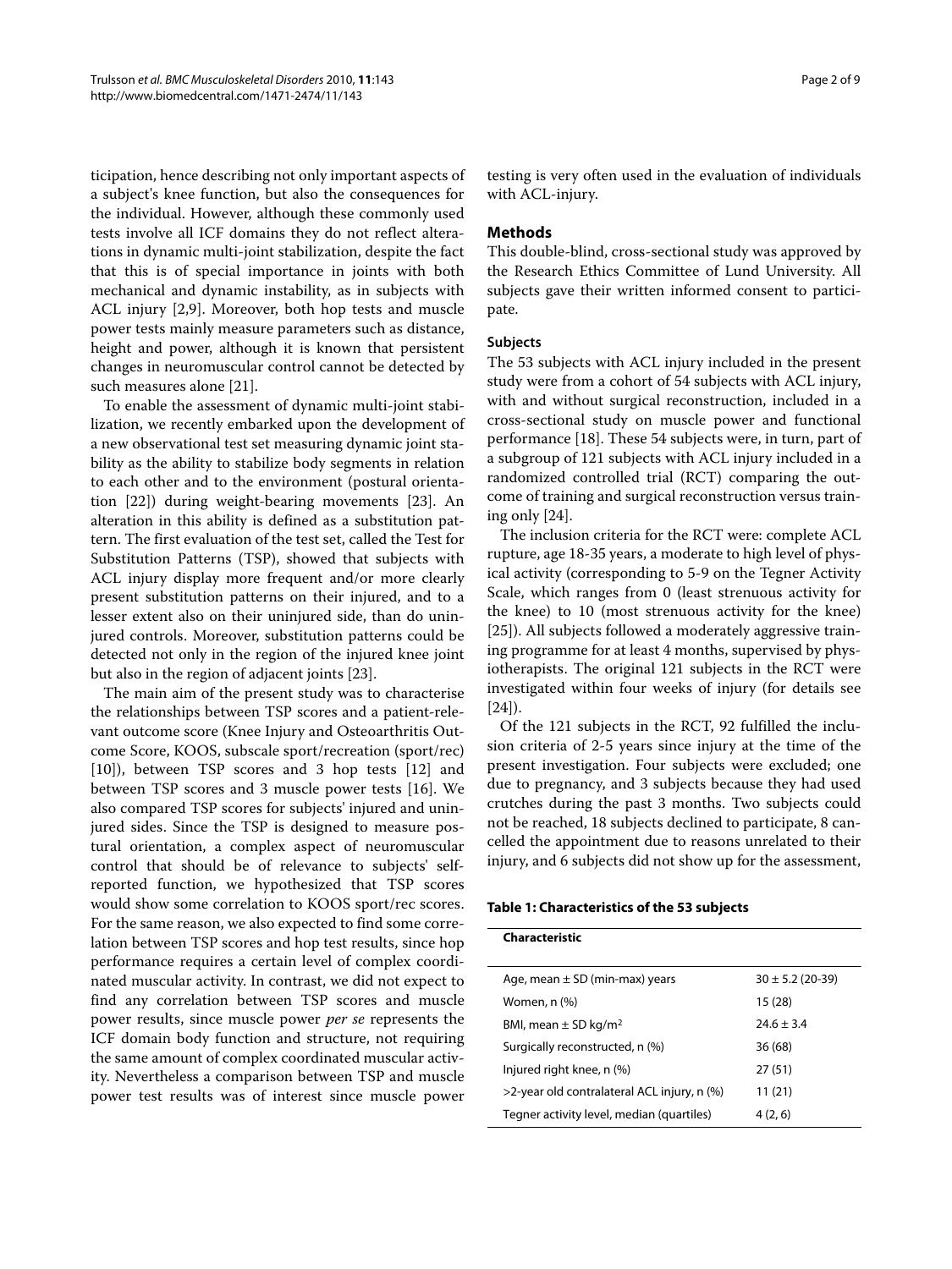ticipation, hence describing not only important aspects of a subject's knee function, but also the consequences for the individual. However, although these commonly used tests involve all ICF domains they do not reflect alterations in dynamic multi-joint stabilization, despite the fact that this is of special importance in joints with both mechanical and dynamic instability, as in subjects with ACL injury [2,9]. Moreover, both hop tests and muscle power tests mainly measure parameters such as distance, height and power, although it is known that persistent changes in neuromuscular control cannot be detected by such measures alone [21].

To enable the assessment of dynamic multi-joint stabilization, we recently embarked upon the development of a new observational test set measuring dynamic joint stability as the ability to stabilize body segments in relation to each other and to the environment (postural orientation [22]) during weight-bearing movements [23]. An alteration in this ability is defined as a substitution pattern. The first evaluation of the test set, called the Test for Substitution Patterns (TSP), showed that subjects with ACL injury display more frequent and/or more clearly present substitution patterns on their injured, and to a lesser extent also on their uninjured side, than do uninjured controls. Moreover, substitution patterns could be detected not only in the region of the injured knee joint but also in the region of adjacent joints [23].

The main aim of the present study was to characterise the relationships between TSP scores and a patient-relevant outcome score (Knee Injury and Osteoarthritis Outcome Score, KOOS, subscale sport/recreation (sport/rec) [10]), between TSP scores and 3 hop tests [12] and between TSP scores and 3 muscle power tests [16]. We also compared TSP scores for subjects' injured and uninjured sides. Since the TSP is designed to measure postural orientation, a complex aspect of neuromuscular control that should be of relevance to subjects' self-reported function, we hypothesized that TSP scores would show some correlation to KOOS sport/rec scores. For the same reason, we also expected to find some correlation between TSP scores and hop test results, since hop performance requires a certain level of complex coordinated muscular activity. In contrast, we did not expect to find any correlation between TSP scores and muscle power results, since muscle power *per se* represents the ICF domain body function and structure, not requiring the same amount of complex coordinated muscular activity. Nevertheless a comparison between TSP and muscle power test results was of interest since muscle power testing is very often used in the evaluation of individuals with ACL-injury.

## Methods

This double-blind, cross-sectional study was approved by the Research Ethics Committee of Lund University. All subjects gave their written informed consent to participate.

### Subjects

The 53 subjects with ACL injury included in the present study were from a cohort of 54 subjects with ACL injury, with and without surgical reconstruction, included in a cross-sectional study on muscle power and functional performance [18]. These 54 subjects were, in turn, part of a subgroup of 121 subjects with ACL injury included in a randomized controlled trial (RCT) comparing the outcome of training and surgical reconstruction versus training only [24].

The inclusion criteria for the RCT were: complete ACL rupture, age 18-35 years, a moderate to high level of physical activity (corresponding to 5-9 on the Tegner Activity Scale, which ranges from 0 (least strenuous activity for the knee) to 10 (most strenuous activity for the knee) [25]). All subjects followed a moderately aggressive training programme for at least 4 months, supervised by physiotherapists. The original 121 subjects in the RCT were investigated within four weeks of injury (for details see [24]).

Of the 121 subjects in the RCT, 92 fulfilled the inclusion criteria of 2-5 years since injury at the time of the present investigation. Four subjects were excluded; one due to pregnancy, and 3 subjects because they had used crutches during the past 3 months. Two subjects could not be reached, 18 subjects declined to participate, 8 cancelled the appointment due to reasons unrelated to their injury, and 6 subjects did not show up for the assessment,

**Table 1: Characteristics of the 53 subjects**

| Characteristic | |
|---|---|
| Age, mean ± SD (min-max) years | 30 ± 5.2 (20-39) |
| Women, n (%) | 15 (28) |
| BMI, mean ± SD kg/m$^2$ | 24.6 ± 3.4 |
| Surgically reconstructed, n (%) | 36 (68) |
| Injured right knee, n (%) | 27 (51) |
| >2-year old contralateral ACL injury, n (%) | 11 (21) |
| Tegner activity level, median (quartiles) | 4 (2, 6) |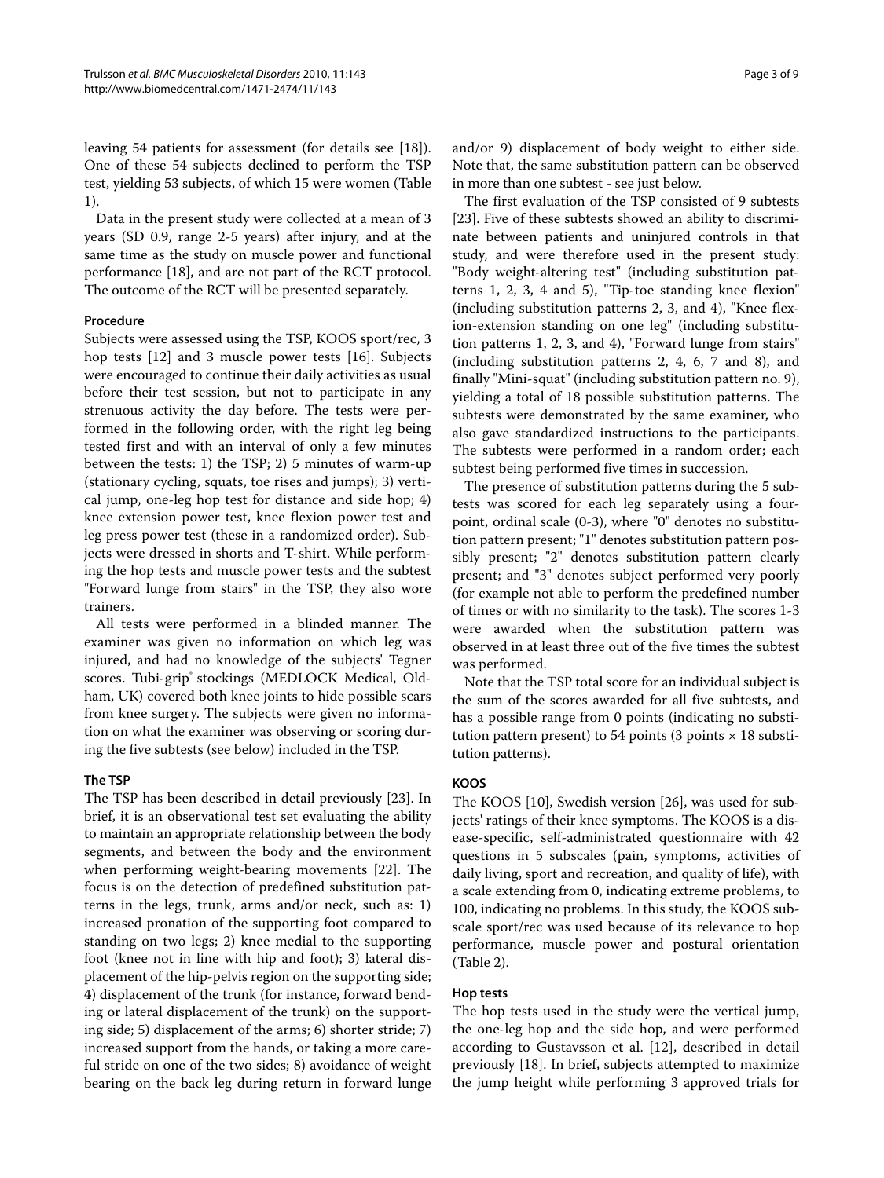leaving 54 patients for assessment (for details see [18]). One of these 54 subjects declined to perform the TSP test, yielding 53 subjects, of which 15 were women (Table 1).

Data in the present study were collected at a mean of 3 years (SD 0.9, range 2-5 years) after injury, and at the same time as the study on muscle power and functional performance [18], and are not part of the RCT protocol. The outcome of the RCT will be presented separately.

### Procedure

Subjects were assessed using the TSP, KOOS sport/rec, 3 hop tests [12] and 3 muscle power tests [16]. Subjects were encouraged to continue their daily activities as usual before their test session, but not to participate in any strenuous activity the day before. The tests were performed in the following order, with the right leg being tested first and with an interval of only a few minutes between the tests: 1) the TSP; 2) 5 minutes of warm-up (stationary cycling, squats, toe rises and jumps); 3) vertical jump, one-leg hop test for distance and side hop; 4) knee extension power test, knee flexion power test and leg press power test (these in a randomized order). Subjects were dressed in shorts and T-shirt. While performing the hop tests and muscle power tests and the subtest "Forward lunge from stairs" in the TSP, they also wore trainers.

All tests were performed in a blinded manner. The examiner was given no information on which leg was injured, and had no knowledge of the subjects' Tegner scores. Tubi-grip® stockings (MEDLOCK Medical, Oldham, UK) covered both knee joints to hide possible scars from knee surgery. The subjects were given no information on what the examiner was observing or scoring during the five subtests (see below) included in the TSP.

#### The TSP

The TSP has been described in detail previously [23]. In brief, it is an observational test set evaluating the ability to maintain an appropriate relationship between the body segments, and between the body and the environment when performing weight-bearing movements [22]. The focus is on the detection of predefined substitution patterns in the legs, trunk, arms and/or neck, such as: 1) increased pronation of the supporting foot compared to standing on two legs; 2) knee medial to the supporting foot (knee not in line with hip and foot); 3) lateral displacement of the hip-pelvis region on the supporting side; 4) displacement of the trunk (for instance, forward bending or lateral displacement of the trunk) on the supporting side; 5) displacement of the arms; 6) shorter stride; 7) increased support from the hands, or taking a more careful stride on one of the two sides; 8) avoidance of weight bearing on the back leg during return in forward lunge and/or 9) displacement of body weight to either side. Note that, the same substitution pattern can be observed in more than one subtest - see just below.

The first evaluation of the TSP consisted of 9 subtests [23]. Five of these subtests showed an ability to discriminate between patients and uninjured controls in that study, and were therefore used in the present study: "Body weight-altering test" (including substitution patterns 1, 2, 3, 4 and 5), "Tip-toe standing knee flexion" (including substitution patterns 2, 3, and 4), "Knee flexion-extension standing on one leg" (including substitution patterns 1, 2, 3, and 4), "Forward lunge from stairs" (including substitution patterns 2, 4, 6, 7 and 8), and finally "Mini-squat" (including substitution pattern no. 9), yielding a total of 18 possible substitution patterns. The subtests were demonstrated by the same examiner, who also gave standardized instructions to the participants. The subtests were performed in a random order; each subtest being performed five times in succession.

The presence of substitution patterns during the 5 subtests was scored for each leg separately using a four-point, ordinal scale (0-3), where "0" denotes no substitution pattern present; "1" denotes substitution pattern possibly present; "2" denotes substitution pattern clearly present; and "3" denotes subject performed very poorly (for example not able to perform the predefined number of times or with no similarity to the task). The scores 1-3 were awarded when the substitution pattern was observed in at least three out of the five times the subtest was performed.

Note that the TSP total score for an individual subject is the sum of the scores awarded for all five subtests, and has a possible range from 0 points (indicating no substitution pattern present) to 54 points (3 points × 18 substitution patterns).

#### KOOS

The KOOS [10], Swedish version [26], was used for subjects' ratings of their knee symptoms. The KOOS is a disease-specific, self-administrated questionnaire with 42 questions in 5 subscales (pain, symptoms, activities of daily living, sport and recreation, and quality of life), with a scale extending from 0, indicating extreme problems, to 100, indicating no problems. In this study, the KOOS subscale sport/rec was used because of its relevance to hop performance, muscle power and postural orientation (Table 2).

#### Hop tests

The hop tests used in the study were the vertical jump, the one-leg hop and the side hop, and were performed according to Gustavsson et al. [12], described in detail previously [18]. In brief, subjects attempted to maximize the jump height while performing 3 approved trials for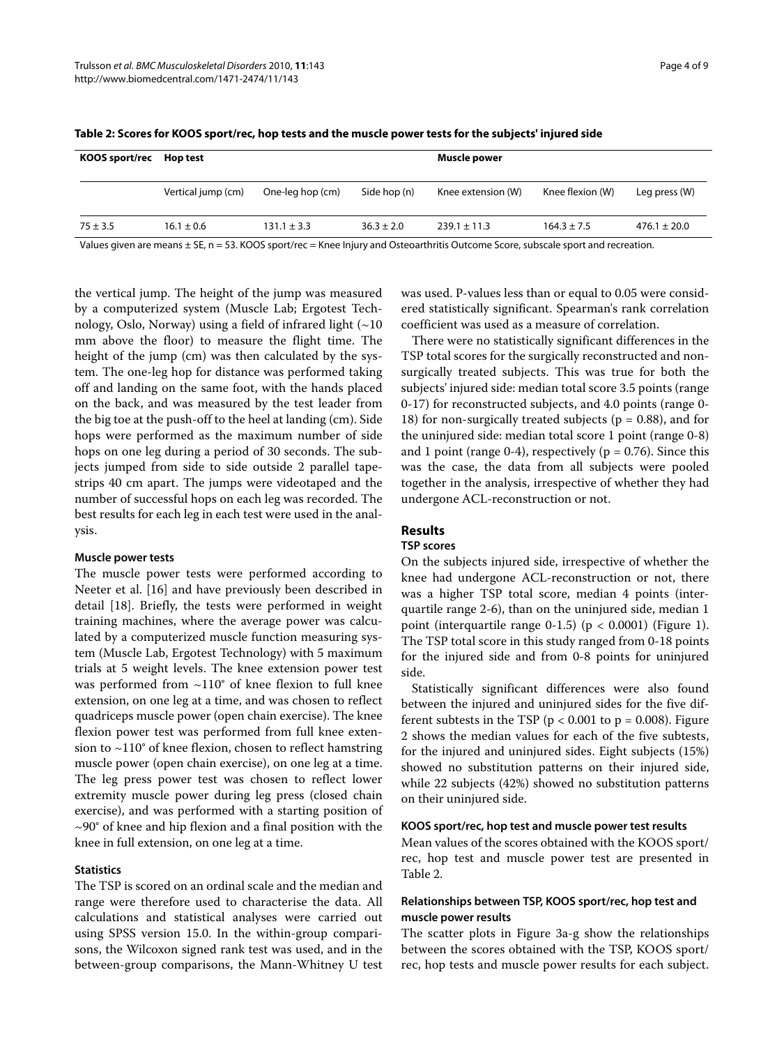**Table 2: Scores for KOOS sport/rec, hop tests and the muscle power tests for the subjects' injured side**

| KOOS sport/rec | Hop test | | | Muscle power | | |
|---|---|---|---|---|---|---|
| | Vertical jump (cm) | One-leg hop (cm) | Side hop (n) | Knee extension (W) | Knee flexion (W) | Leg press (W) |
| 75 ± 3.5 | 16.1 ± 0.6 | 131.1 ± 3.3 | 36.3 ± 2.0 | 239.1 ± 11.3 | 164.3 ± 7.5 | 476.1 ± 20.0 |

Values given are means ± SE, n = 53. KOOS sport/rec = Knee Injury and Osteoarthritis Outcome Score, subscale sport and recreation.

the vertical jump. The height of the jump was measured by a computerized system (Muscle Lab; Ergotest Technology, Oslo, Norway) using a field of infrared light (~10 mm above the floor) to measure the flight time. The height of the jump (cm) was then calculated by the system. The one-leg hop for distance was performed taking off and landing on the same foot, with the hands placed on the back, and was measured by the test leader from the big toe at the push-off to the heel at landing (cm). Side hops were performed as the maximum number of side hops on one leg during a period of 30 seconds. The subjects jumped from side to side outside 2 parallel tape-strips 40 cm apart. The jumps were videotaped and the number of successful hops on each leg was recorded. The best results for each leg in each test were used in the analysis.

#### Muscle power tests

The muscle power tests were performed according to Neeter et al. [16] and have previously been described in detail [18]. Briefly, the tests were performed in weight training machines, where the average power was calculated by a computerized muscle function measuring system (Muscle Lab, Ergotest Technology) with 5 maximum trials at 5 weight levels. The knee extension power test was performed from ~110° of knee flexion to full knee extension, on one leg at a time, and was chosen to reflect quadriceps muscle power (open chain exercise). The knee flexion power test was performed from full knee extension to ~110° of knee flexion, chosen to reflect hamstring muscle power (open chain exercise), on one leg at a time. The leg press power test was chosen to reflect lower extremity muscle power during leg press (closed chain exercise), and was performed with a starting position of ~90° of knee and hip flexion and a final position with the knee in full extension, on one leg at a time.

#### Statistics

The TSP is scored on an ordinal scale and the median and range were therefore used to characterise the data. All calculations and statistical analyses were carried out using SPSS version 15.0. In the within-group comparisons, the Wilcoxon signed rank test was used, and in the between-group comparisons, the Mann-Whitney U test was used. P-values less than or equal to 0.05 were considered statistically significant. Spearman's rank correlation coefficient was used as a measure of correlation.

There were no statistically significant differences in the TSP total scores for the surgically reconstructed and non-surgically treated subjects. This was true for both the subjects' injured side: median total score 3.5 points (range 0-17) for reconstructed subjects, and 4.0 points (range 0-18) for non-surgically treated subjects ($p = 0.88$), and for the uninjured side: median total score 1 point (range 0-8) and 1 point (range 0-4), respectively ($p = 0.76$). Since this was the case, the data from all subjects were pooled together in the analysis, irrespective of whether they had undergone ACL-reconstruction or not.

## Results

#### TSP scores

On the subjects injured side, irrespective of whether the knee had undergone ACL-reconstruction or not, there was a higher TSP total score, median 4 points (interquartile range 2-6), than on the uninjured side, median 1 point (interquartile range 0-1.5) ($p < 0.0001$) (Figure 1). The TSP total score in this study ranged from 0-18 points for the injured side and from 0-8 points for uninjured side.

Statistically significant differences were also found between the injured and uninjured sides for the five different subtests in the TSP ($p < 0.001$ to $p = 0.008$). Figure 2 shows the median values for each of the five subtests, for the injured and uninjured sides. Eight subjects (15%) showed no substitution patterns on their injured side, while 22 subjects (42%) showed no substitution patterns on their uninjured side.

#### KOOS sport/rec, hop test and muscle power test results

Mean values of the scores obtained with the KOOS sport/rec, hop test and muscle power test are presented in Table 2.

#### Relationships between TSP, KOOS sport/rec, hop test and muscle power results

The scatter plots in Figure 3a-g show the relationships between the scores obtained with the TSP, KOOS sport/rec, hop tests and muscle power results for each subject.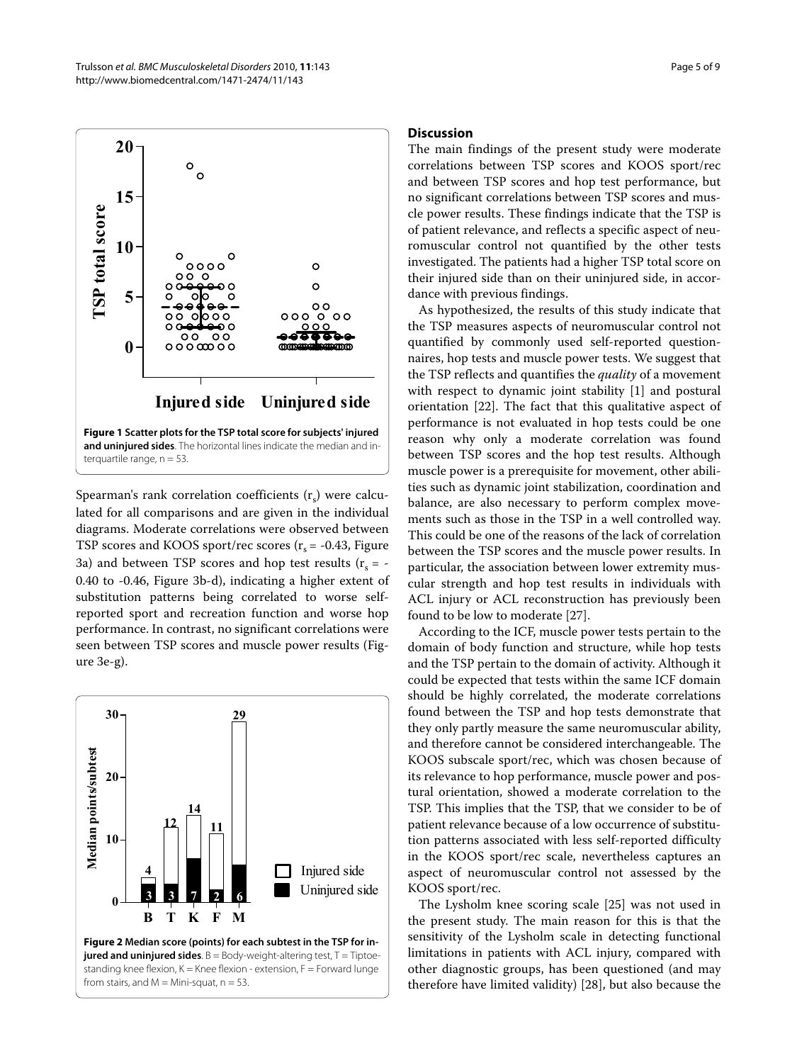**Figure 1 Scatter plots for the TSP total score for subjects' injured and uninjured sides**. The horizontal lines indicate the median and interquartile range, n = 53.

Spearman's rank correlation coefficients ($r_s$) were calculated for all comparisons and are given in the individual diagrams. Moderate correlations were observed between TSP scores and KOOS sport/rec scores ($r_s$ = -0.43, Figure 3a) and between TSP scores and hop test results ($r_s$ = -0.40 to -0.46, Figure 3b-d), indicating a higher extent of substitution patterns being correlated to worse self-reported sport and recreation function and worse hop performance. In contrast, no significant correlations were seen between TSP scores and muscle power results (Figure 3e-g).

**Figure 2 Median score (points) for each subtest in the TSP for injured and uninjured sides**. B = Body-weight-altering test, T = Tiptoe-standing knee flexion, K = Knee flexion - extension, F = Forward lunge from stairs, and M = Mini-squat, n = 53.

## Discussion

The main findings of the present study were moderate correlations between TSP scores and KOOS sport/rec and between TSP scores and hop test performance, but no significant correlations between TSP scores and muscle power results. These findings indicate that the TSP is of patient relevance, and reflects a specific aspect of neuromuscular control not quantified by the other tests investigated. The patients had a higher TSP total score on their injured side than on their uninjured side, in accordance with previous findings.

As hypothesized, the results of this study indicate that the TSP measures aspects of neuromuscular control not quantified by commonly used self-reported questionnaires, hop tests and muscle power tests. We suggest that the TSP reflects and quantifies the *quality* of a movement with respect to dynamic joint stability [1] and postural orientation [22]. The fact that this qualitative aspect of performance is not evaluated in hop tests could be one reason why only a moderate correlation was found between TSP scores and the hop test results. Although muscle power is a prerequisite for movement, other abilities such as dynamic joint stabilization, coordination and balance, are also necessary to perform complex movements such as those in the TSP in a well controlled way. This could be one of the reasons of the lack of correlation between the TSP scores and the muscle power results. In particular, the association between lower extremity muscular strength and hop test results in individuals with ACL injury or ACL reconstruction has previously been found to be low to moderate [27].

According to the ICF, muscle power tests pertain to the domain of body function and structure, while hop tests and the TSP pertain to the domain of activity. Although it could be expected that tests within the same ICF domain should be highly correlated, the moderate correlations found between the TSP and hop tests demonstrate that they only partly measure the same neuromuscular ability, and therefore cannot be considered interchangeable. The KOOS subscale sport/rec, which was chosen because of its relevance to hop performance, muscle power and postural orientation, showed a moderate correlation to the TSP. This implies that the TSP, that we consider to be of patient relevance because of a low occurrence of substitution patterns associated with less self-reported difficulty in the KOOS sport/rec scale, nevertheless captures an aspect of neuromuscular control not assessed by the KOOS sport/rec.

The Lysholm knee scoring scale [25] was not used in the present study. The main reason for this is that the sensitivity of the Lysholm scale in detecting functional limitations in patients with ACL injury, compared with other diagnostic groups, has been questioned (and may therefore have limited validity) [28], but also because the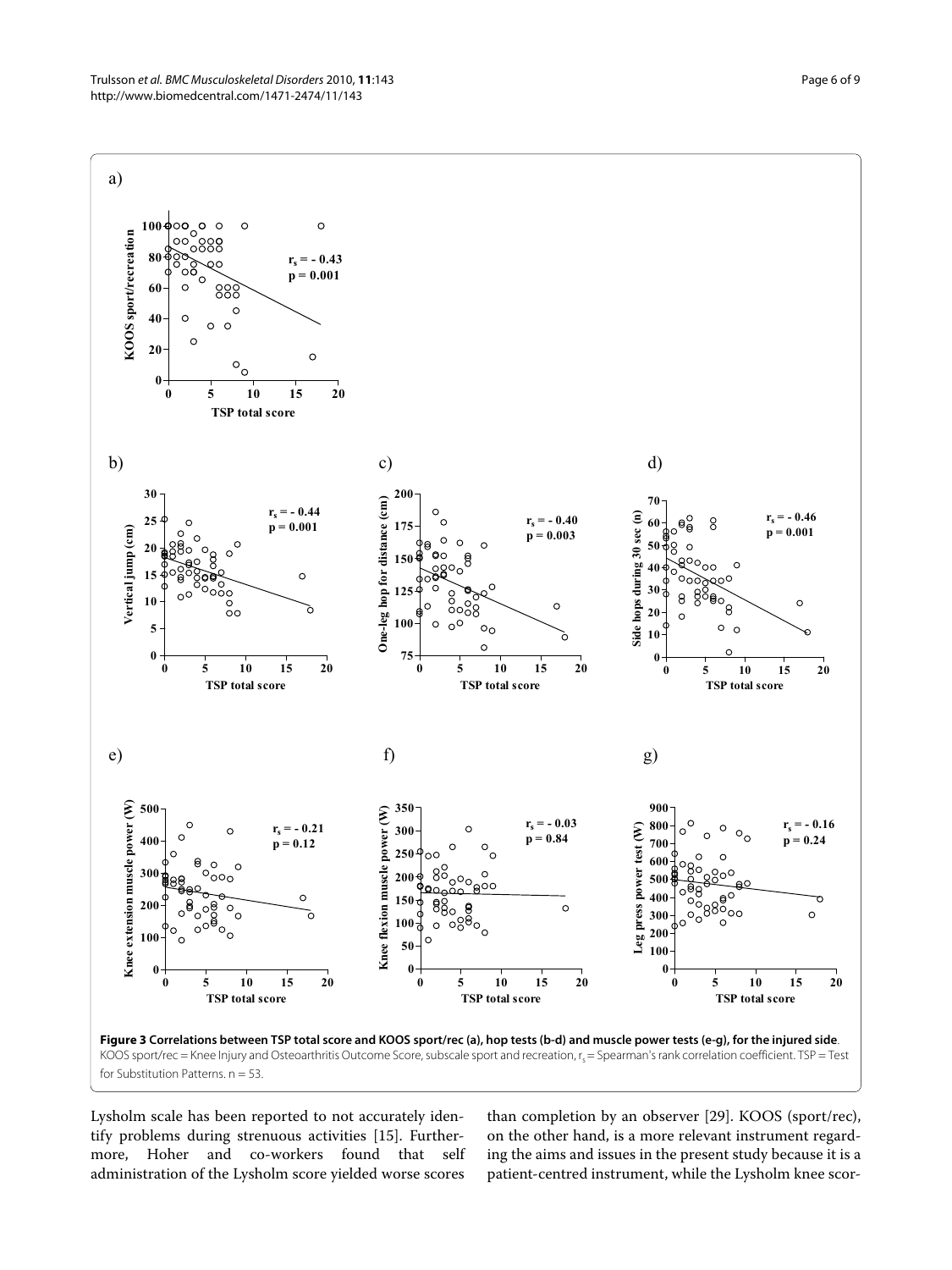**Figure 3 Correlations between TSP total score and KOOS sport/rec (a), hop tests (b-d) and muscle power tests (e-g), for the injured side**. KOOS sport/rec = Knee Injury and Osteoarthritis Outcome Score, subscale sport and recreation, $r_s$ = Spearman's rank correlation coefficient. TSP = Test for Substitution Patterns. n = 53.

Lysholm scale has been reported to not accurately identify problems during strenuous activities [15]. Furthermore, Hoher and co-workers found that self administration of the Lysholm score yielded worse scores than completion by an observer [29]. KOOS (sport/rec), on the other hand, is a more relevant instrument regarding the aims and issues in the present study because it is a patient-centred instrument, while the Lysholm knee scor-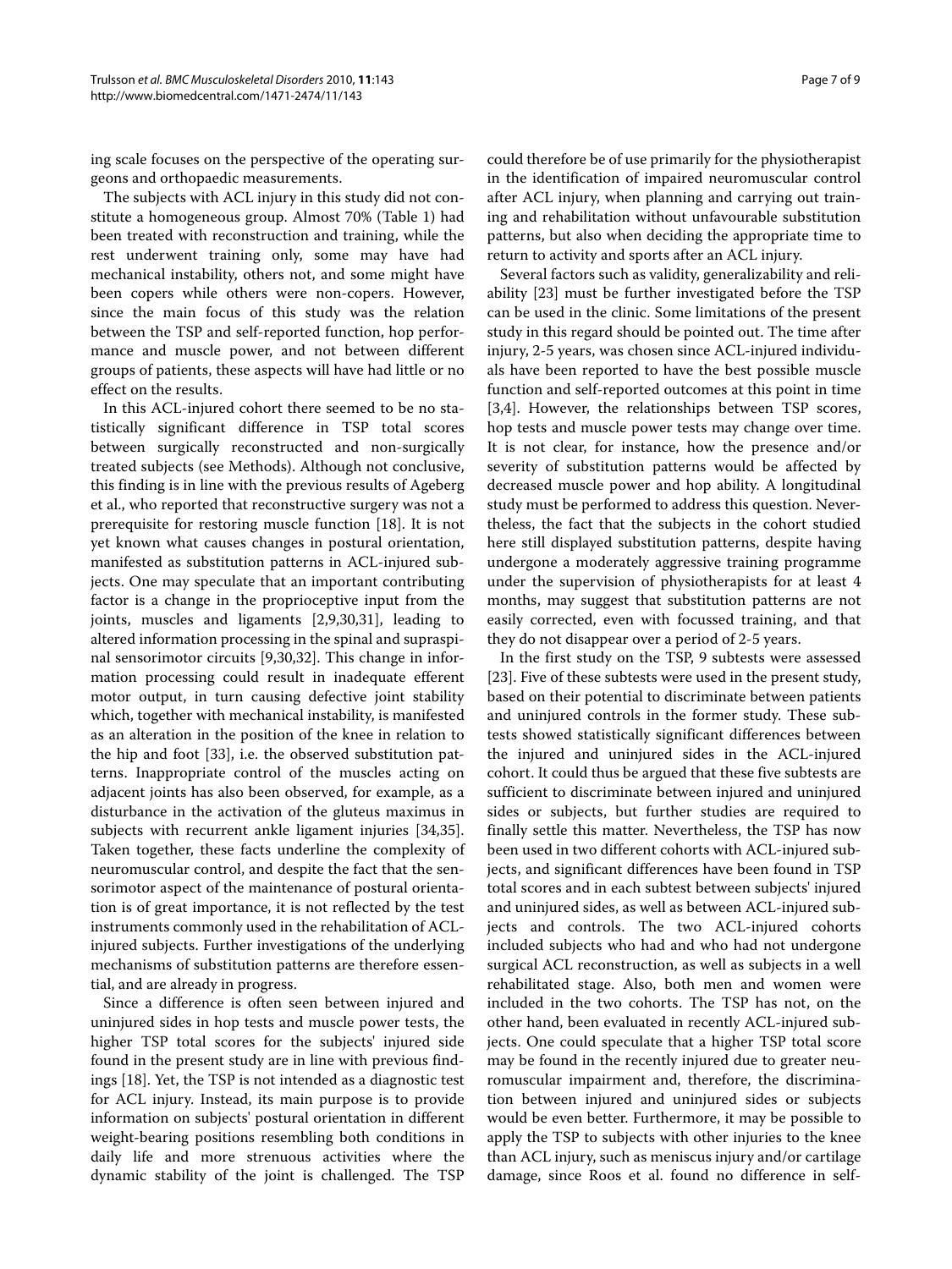ing scale focuses on the perspective of the operating surgeons and orthopaedic measurements.

The subjects with ACL injury in this study did not constitute a homogeneous group. Almost 70% (Table 1) had been treated with reconstruction and training, while the rest underwent training only, some may have had mechanical instability, others not, and some might have been copers while others were non-copers. However, since the main focus of this study was the relation between the TSP and self-reported function, hop performance and muscle power, and not between different groups of patients, these aspects will have had little or no effect on the results.

In this ACL-injured cohort there seemed to be no statistically significant difference in TSP total scores between surgically reconstructed and non-surgically treated subjects (see Methods). Although not conclusive, this finding is in line with the previous results of Ageberg et al., who reported that reconstructive surgery was not a prerequisite for restoring muscle function [18]. It is not yet known what causes changes in postural orientation, manifested as substitution patterns in ACL-injured subjects. One may speculate that an important contributing factor is a change in the proprioceptive input from the joints, muscles and ligaments [2,9,30,31], leading to altered information processing in the spinal and supraspinal sensorimotor circuits [9,30,32]. This change in information processing could result in inadequate efferent motor output, in turn causing defective joint stability which, together with mechanical instability, is manifested as an alteration in the position of the knee in relation to the hip and foot [33], i.e. the observed substitution patterns. Inappropriate control of the muscles acting on adjacent joints has also been observed, for example, as a disturbance in the activation of the gluteus maximus in subjects with recurrent ankle ligament injuries [34,35]. Taken together, these facts underline the complexity of neuromuscular control, and despite the fact that the sensorimotor aspect of the maintenance of postural orientation is of great importance, it is not reflected by the test instruments commonly used in the rehabilitation of ACL-injured subjects. Further investigations of the underlying mechanisms of substitution patterns are therefore essential, and are already in progress.

Since a difference is often seen between injured and uninjured sides in hop tests and muscle power tests, the higher TSP total scores for the subjects' injured side found in the present study are in line with previous findings [18]. Yet, the TSP is not intended as a diagnostic test for ACL injury. Instead, its main purpose is to provide information on subjects' postural orientation in different weight-bearing positions resembling both conditions in daily life and more strenuous activities where the dynamic stability of the joint is challenged. The TSP could therefore be of use primarily for the physiotherapist in the identification of impaired neuromuscular control after ACL injury, when planning and carrying out training and rehabilitation without unfavourable substitution patterns, but also when deciding the appropriate time to return to activity and sports after an ACL injury.

Several factors such as validity, generalizability and reliability [23] must be further investigated before the TSP can be used in the clinic. Some limitations of the present study in this regard should be pointed out. The time after injury, 2-5 years, was chosen since ACL-injured individuals have been reported to have the best possible muscle function and self-reported outcomes at this point in time [3,4]. However, the relationships between TSP scores, hop tests and muscle power tests may change over time. It is not clear, for instance, how the presence and/or severity of substitution patterns would be affected by decreased muscle power and hop ability. A longitudinal study must be performed to address this question. Nevertheless, the fact that the subjects in the cohort studied here still displayed substitution patterns, despite having undergone a moderately aggressive training programme under the supervision of physiotherapists for at least 4 months, may suggest that substitution patterns are not easily corrected, even with focussed training, and that they do not disappear over a period of 2-5 years.

In the first study on the TSP, 9 subtests were assessed [23]. Five of these subtests were used in the present study, based on their potential to discriminate between patients and uninjured controls in the former study. These subtests showed statistically significant differences between the injured and uninjured sides in the ACL-injured cohort. It could thus be argued that these five subtests are sufficient to discriminate between injured and uninjured sides or subjects, but further studies are required to finally settle this matter. Nevertheless, the TSP has now been used in two different cohorts with ACL-injured subjects, and significant differences have been found in TSP total scores and in each subtest between subjects' injured and uninjured sides, as well as between ACL-injured subjects and controls. The two ACL-injured cohorts included subjects who had and who had not undergone surgical ACL reconstruction, as well as subjects in a well rehabilitated stage. Also, both men and women were included in the two cohorts. The TSP has not, on the other hand, been evaluated in recently ACL-injured subjects. One could speculate that a higher TSP total score may be found in the recently injured due to greater neuromuscular impairment and, therefore, the discrimination between injured and uninjured sides or subjects would be even better. Furthermore, it may be possible to apply the TSP to subjects with other injuries to the knee than ACL injury, such as meniscus injury and/or cartilage damage, since Roos et al. found no difference in self-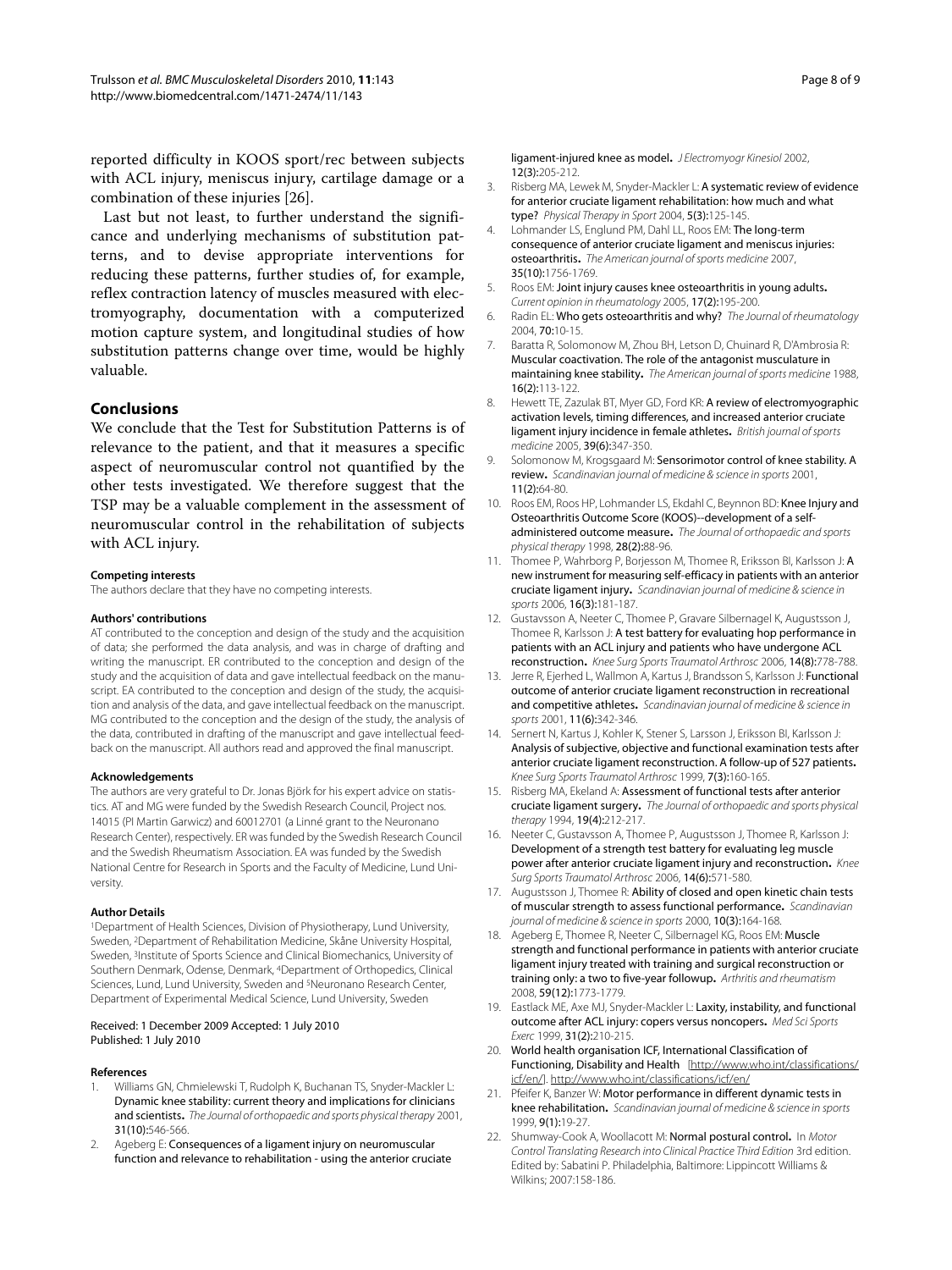reported difficulty in KOOS sport/rec between subjects with ACL injury, meniscus injury, cartilage damage or a combination of these injuries [26].

Last but not least, to further understand the significance and underlying mechanisms of substitution patterns, and to devise appropriate interventions for reducing these patterns, further studies of, for example, reflex contraction latency of muscles measured with electromyography, documentation with a computerized motion capture system, and longitudinal studies of how substitution patterns change over time, would be highly valuable.

## Conclusions

We conclude that the Test for Substitution Patterns is of relevance to the patient, and that it measures a specific aspect of neuromuscular control not quantified by the other tests investigated. We therefore suggest that the TSP may be a valuable complement in the assessment of neuromuscular control in the rehabilitation of subjects with ACL injury.

#### Competing interests

The authors declare that they have no competing interests.

#### Authors' contributions

AT contributed to the conception and design of the study and the acquisition of data; she performed the data analysis, and was in charge of drafting and writing the manuscript. ER contributed to the conception and design of the study and the acquisition of data and gave intellectual feedback on the manuscript. EA contributed to the conception and design of the study, the acquisition and analysis of the data, and gave intellectual feedback on the manuscript. MG contributed to the conception and the design of the study, the analysis of the data, contributed in drafting of the manuscript and gave intellectual feedback on the manuscript. All authors read and approved the final manuscript.

#### Acknowledgements

The authors are very grateful to Dr. Jonas Björk for his expert advice on statistics. AT and MG were funded by the Swedish Research Council, Project nos. 14015 (PI Martin Garwicz) and 60012701 (a Linné grant to the Neuronano Research Center), respectively. ER was funded by the Swedish Research Council and the Swedish Rheumatism Association. EA was funded by the Swedish National Centre for Research in Sports and the Faculty of Medicine, Lund University.

#### Author Details

[1]Department of Health Sciences, Division of Physiotherapy, Lund University, Sweden, [2]Department of Rehabilitation Medicine, Skåne University Hospital, Sweden, [3]Institute of Sports Science and Clinical Biomechanics, University of Southern Denmark, Odense, Denmark, [4]Department of Orthopedics, Clinical Sciences, Lund, Lund University, Sweden and [5]Neuronano Research Center, Department of Experimental Medical Science, Lund University, Sweden

Received: 1 December 2009 Accepted: 1 July 2010
Published: 1 July 2010

#### References

1. Williams GN, Chmielewski T, Rudolph K, Buchanan TS, Snyder-Mackler L: **Dynamic knee stability: current theory and implications for clinicians and scientists.** *The Journal of orthopaedic and sports physical therapy* 2001, **31(10)**:546-566.
2. Ageberg E: **Consequences of a ligament injury on neuromuscular function and relevance to rehabilitation - using the anterior cruciate ligament-injured knee as model.** *J Electromyogr Kinesiol* 2002, **12(3)**:205-212.
3. Risberg MA, Lewek M, Snyder-Mackler L: **A systematic review of evidence for anterior cruciate ligament rehabilitation: how much and what type?** *Physical Therapy in Sport* 2004, **5(3)**:125-145.
4. Lohmander LS, Englund PM, Dahl LL, Roos EM: **The long-term consequence of anterior cruciate ligament and meniscus injuries: osteoarthritis.** *The American journal of sports medicine* 2007, **35(10)**:1756-1769.
5. Roos EM: **Joint injury causes knee osteoarthritis in young adults.** *Current opinion in rheumatology* 2005, **17(2)**:195-200.
6. Radin EL: **Who gets osteoarthritis and why?** *The Journal of rheumatology* 2004, **70**:10-15.
7. Baratta R, Solomonow M, Zhou BH, Letson D, Chuinard R, D'Ambrosia R: **Muscular coactivation. The role of the antagonist musculature in maintaining knee stability.** *The American journal of sports medicine* 1988, **16(2)**:113-122.
8. Hewett TE, Zazulak BT, Myer GD, Ford KR: **A review of electromyographic activation levels, timing differences, and increased anterior cruciate ligament injury incidence in female athletes.** *British journal of sports medicine* 2005, **39(6)**:347-350.
9. Solomonow M, Krogsgaard M: **Sensorimotor control of knee stability. A review.** *Scandinavian journal of medicine & science in sports* 2001, **11(2)**:64-80.
10. Roos EM, Roos HP, Lohmander LS, Ekdahl C, Beynnon BD: **Knee Injury and Osteoarthritis Outcome Score (KOOS)--development of a self-administered outcome measure.** *The Journal of orthopaedic and sports physical therapy* 1998, **28(2)**:88-96.
11. Thomee P, Wahrborg P, Borjesson M, Thomee R, Eriksson BI, Karlsson J: **A new instrument for measuring self-efficacy in patients with an anterior cruciate ligament injury.** *Scandinavian journal of medicine & science in sports* 2006, **16(3)**:181-187.
12. Gustavsson A, Neeter C, Thomee P, Gravare Silbernagel K, Augustsson J, Thomee R, Karlsson J: **A test battery for evaluating hop performance in patients with an ACL injury and patients who have undergone ACL reconstruction.** *Knee Surg Sports Traumatol Arthrosc* 2006, **14(8)**:778-788.
13. Jerre R, Ejerhed L, Wallmon A, Kartus J, Brandsson S, Karlsson J: **Functional outcome of anterior cruciate ligament reconstruction in recreational and competitive athletes.** *Scandinavian journal of medicine & science in sports* 2001, **11(6)**:342-346.
14. Sernert N, Kartus J, Kohler K, Stener S, Larsson J, Eriksson BI, Karlsson J: **Analysis of subjective, objective and functional examination tests after anterior cruciate ligament reconstruction. A follow-up of 527 patients.** *Knee Surg Sports Traumatol Arthrosc* 1999, **7(3)**:160-165.
15. Risberg MA, Ekeland A: **Assessment of functional tests after anterior cruciate ligament surgery.** *The Journal of orthopaedic and sports physical therapy* 1994, **19(4)**:212-217.
16. Neeter C, Gustavsson A, Thomee P, Augustsson J, Thomee R, Karlsson J: **Development of a strength test battery for evaluating leg muscle power after anterior cruciate ligament injury and reconstruction.** *Knee Surg Sports Traumatol Arthrosc* 2006, **14(6)**:571-580.
17. Augustsson J, Thomee R: **Ability of closed and open kinetic chain tests of muscular strength to assess functional performance.** *Scandinavian journal of medicine & science in sports* 2000, **10(3)**:164-168.
18. Ageberg E, Thomee R, Neeter C, Silbernagel KG, Roos EM: **Muscle strength and functional performance in patients with anterior cruciate ligament injury treated with training and surgical reconstruction or training only: a two to five-year followup.** *Arthritis and rheumatism* 2008, **59(12)**:1773-1779.
19. Eastlack ME, Axe MJ, Snyder-Mackler L: **Laxity, instability, and functional outcome after ACL injury: copers versus noncopers.** *Med Sci Sports Exerc* 1999, **31(2)**:210-215.
20. **World health organisation ICF, International Classification of Functioning, Disability and Health** [http://www.who.int/classifications/icf/en/]. http://www.who.int/classifications/icf/en/
21. Pfeifer K, Banzer W: **Motor performance in different dynamic tests in knee rehabilitation.** *Scandinavian journal of medicine & science in sports* 1999, **9(1)**:19-27.
22. Shumway-Cook A, Woollacott M: **Normal postural control.** In *Motor Control Translating Research into Clinical Practice Third Edition* 3rd edition. Edited by: Sabatini P. Philadelphia, Baltimore: Lippincott Williams & Wilkins; 2007:158-186.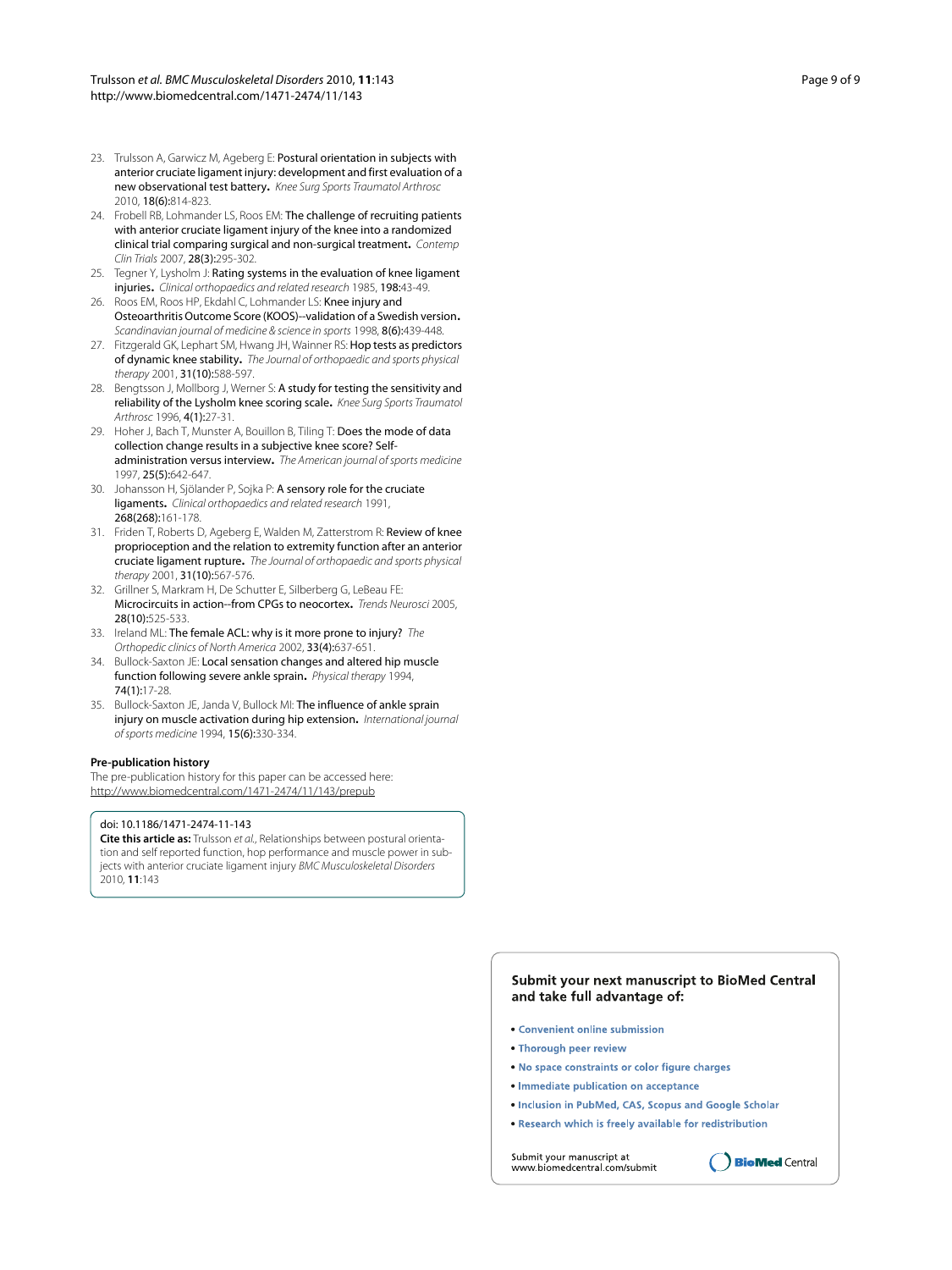23. Trulsson A, Garwicz M, Ageberg E: **Postural orientation in subjects with anterior cruciate ligament injury: development and first evaluation of a new observational test battery.** *Knee Surg Sports Traumatol Arthrosc* 2010, **18(6)**:814-823.
24. Frobell RB, Lohmander LS, Roos EM: **The challenge of recruiting patients with anterior cruciate ligament injury of the knee into a randomized clinical trial comparing surgical and non-surgical treatment.** *Contemp Clin Trials* 2007, **28(3)**:295-302.
25. Tegner Y, Lysholm J: **Rating systems in the evaluation of knee ligament injuries.** *Clinical orthopaedics and related research* 1985, **198**:43-49.
26. Roos EM, Roos HP, Ekdahl C, Lohmander LS: **Knee injury and Osteoarthritis Outcome Score (KOOS)--validation of a Swedish version.** *Scandinavian journal of medicine & science in sports* 1998, **8(6)**:439-448.
27. Fitzgerald GK, Lephart SM, Hwang JH, Wainner RS: **Hop tests as predictors of dynamic knee stability.** *The Journal of orthopaedic and sports physical therapy* 2001, **31(10)**:588-597.
28. Bengtsson J, Mollborg J, Werner S: **A study for testing the sensitivity and reliability of the Lysholm knee scoring scale.** *Knee Surg Sports Traumatol Arthrosc* 1996, **4(1)**:27-31.
29. Hoher J, Bach T, Munster A, Bouillon B, Tiling T: **Does the mode of data collection change results in a subjective knee score? Self-administration versus interview.** *The American journal of sports medicine* 1997, **25(5)**:642-647.
30. Johansson H, Sjölander P, Sojka P: **A sensory role for the cruciate ligaments.** *Clinical orthopaedics and related research* 1991, **268(268)**:161-178.
31. Friden T, Roberts D, Ageberg E, Walden M, Zatterstrom R: **Review of knee proprioception and the relation to extremity function after an anterior cruciate ligament rupture.** *The Journal of orthopaedic and sports physical therapy* 2001, **31(10)**:567-576.
32. Grillner S, Markram H, De Schutter E, Silberberg G, LeBeau FE: **Microcircuits in action--from CPGs to neocortex.** *Trends Neurosci* 2005, **28(10)**:525-533.
33. Ireland ML: **The female ACL: why is it more prone to injury?** *The Orthopedic clinics of North America* 2002, **33(4)**:637-651.
34. Bullock-Saxton JE: **Local sensation changes and altered hip muscle function following severe ankle sprain.** *Physical therapy* 1994, **74(1)**:17-28.
35. Bullock-Saxton JE, Janda V, Bullock MI: **The influence of ankle sprain injury on muscle activation during hip extension.** *International journal of sports medicine* 1994, **15(6)**:330-334.

### Pre-publication history

The pre-publication history for this paper can be accessed here:
http://www.biomedcentral.com/1471-2474/11/143/prepub

doi: 10.1186/1471-2474-11-143

**Cite this article as:** Trulsson *et al.*, Relationships between postural orientation and self reported function, hop performance and muscle power in subjects with anterior cruciate ligament injury *BMC Musculoskeletal Disorders* 2010, **11**:143

**Submit your next manuscript to BioMed Central and take full advantage of:**

- Convenient online submission
- Thorough peer review
- No space constraints or color figure charges
- Immediate publication on acceptance
- Inclusion in PubMed, CAS, Scopus and Google Scholar
- Research which is freely available for redistribution

Submit your manuscript at
www.biomedcentral.com/submit

BioMed Central